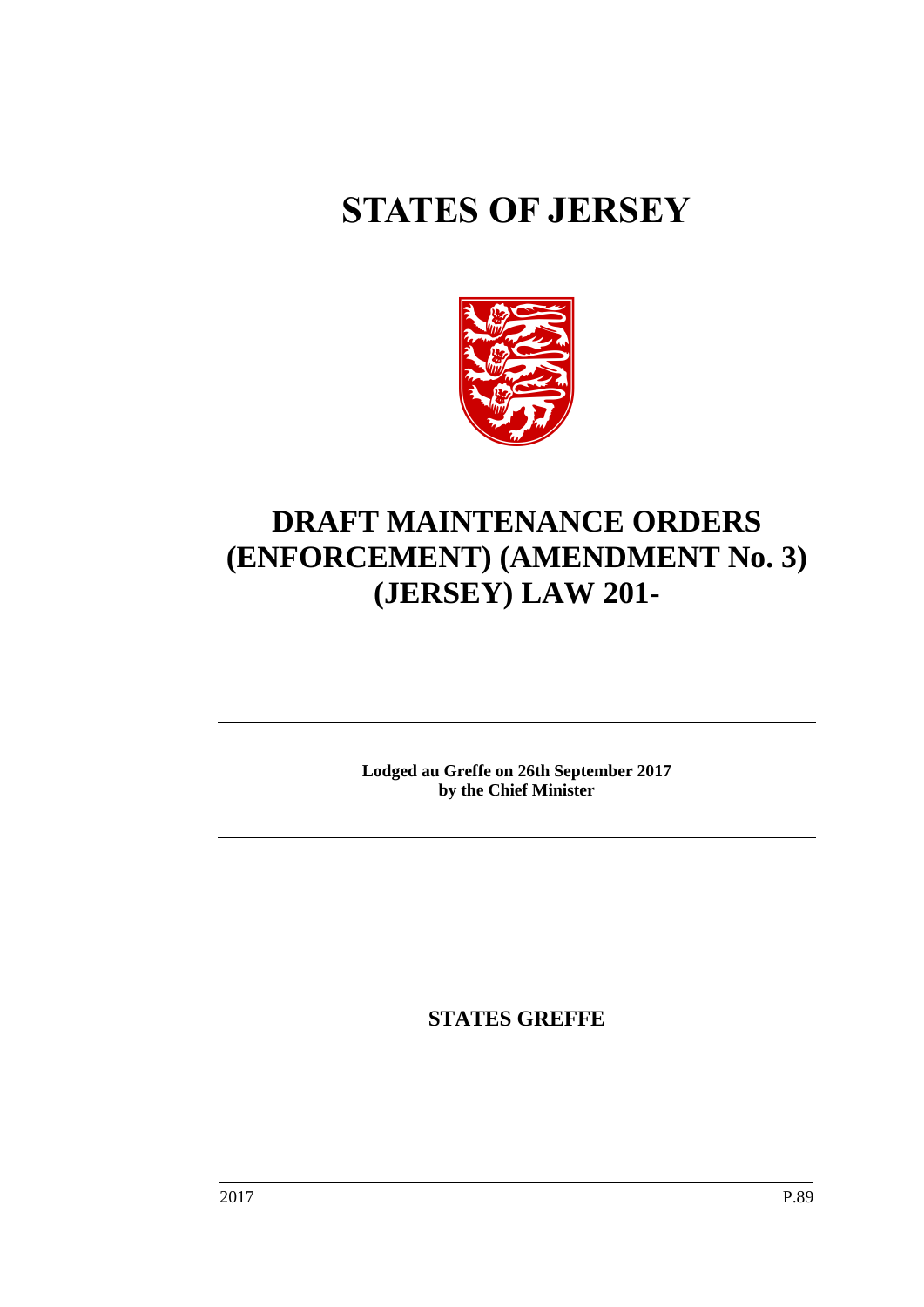# STATES OF JERSEY

# DRAFT MAINTENANCE ORDERS (ENFORCEMENT) (AMENDMENT No. 3) (JERSEY) LAW 201-

**Lodged au Greffe on 26th September 2017**
**by the Chief Minister**

**STATES GREFFE**

2017 P.89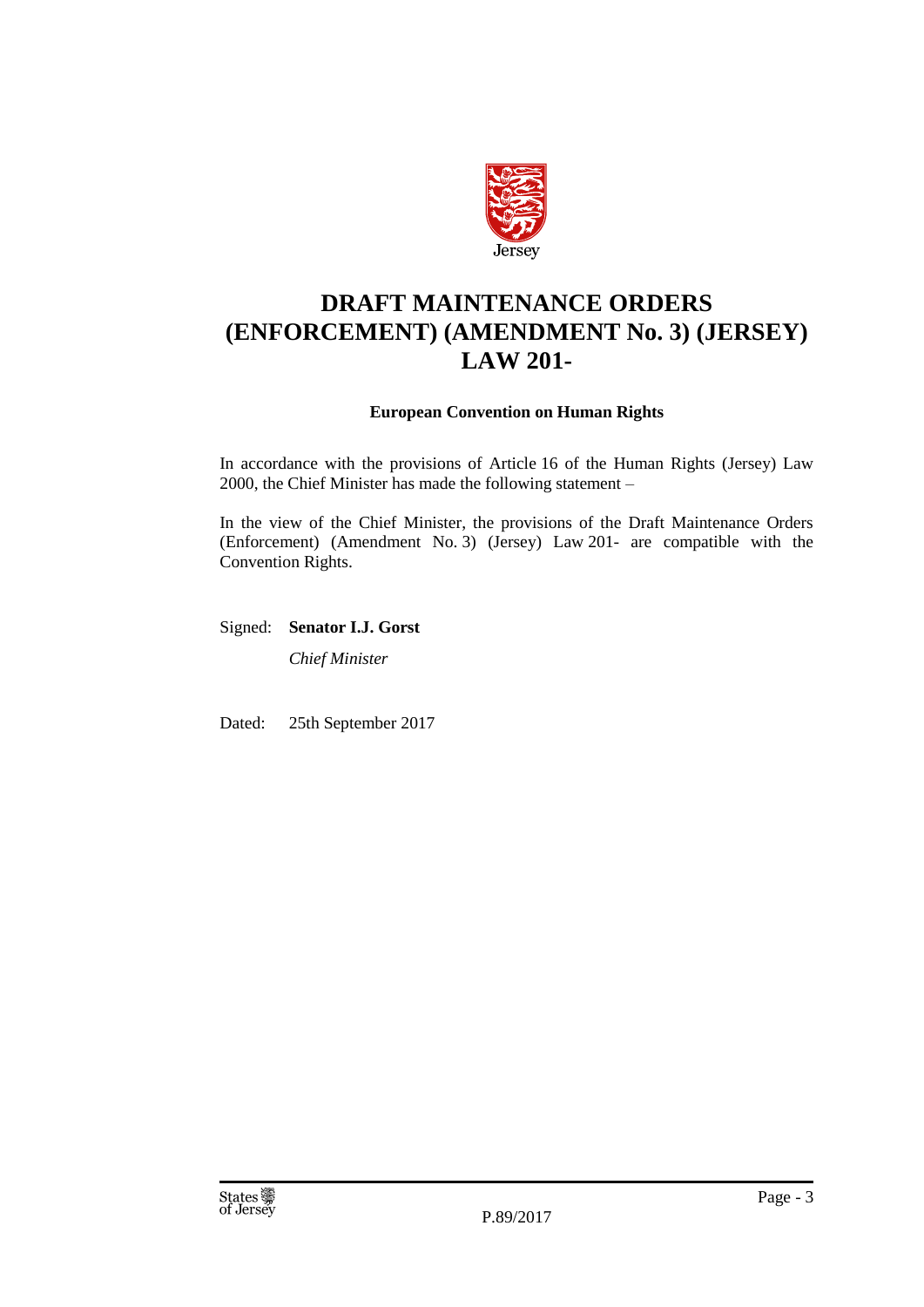Jersey

# DRAFT MAINTENANCE ORDERS (ENFORCEMENT) (AMENDMENT No. 3) (JERSEY) LAW 201-

### European Convention on Human Rights

In accordance with the provisions of Article 16 of the Human Rights (Jersey) Law 2000, the Chief Minister has made the following statement –

In the view of the Chief Minister, the provisions of the Draft Maintenance Orders (Enforcement) (Amendment No. 3) (Jersey) Law 201- are compatible with the Convention Rights.

Signed: **Senator I.J. Gorst**

*Chief Minister*

Dated: 25th September 2017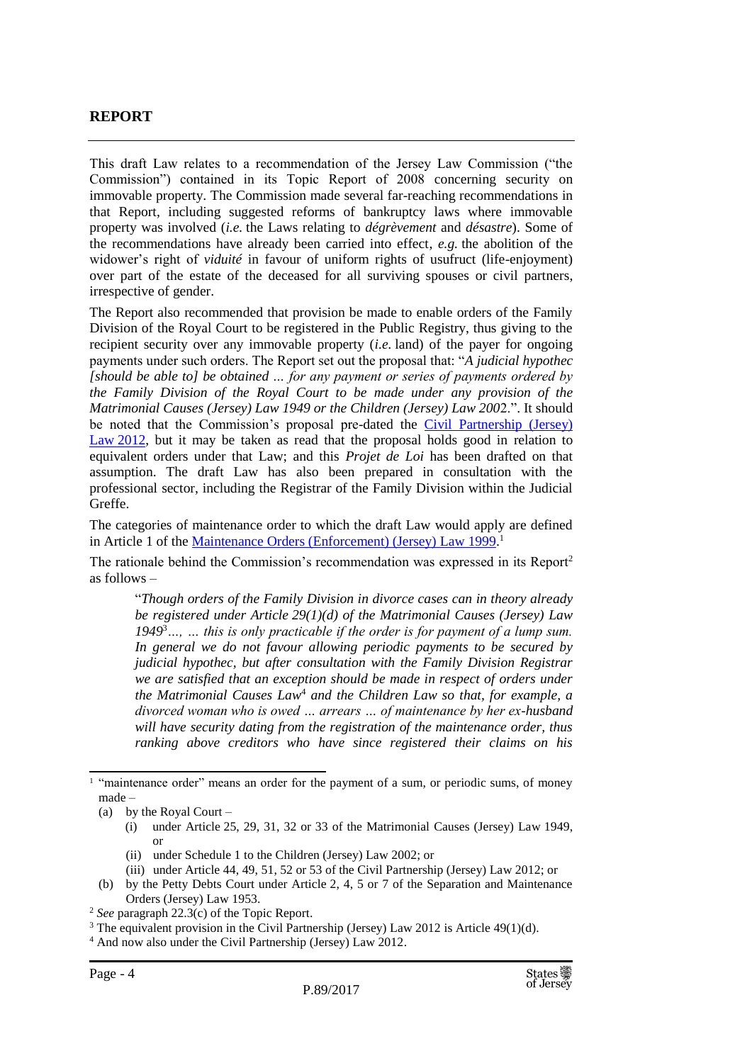## REPORT

This draft Law relates to a recommendation of the Jersey Law Commission ("the Commission") contained in its Topic Report of 2008 concerning security on immovable property. The Commission made several far-reaching recommendations in that Report, including suggested reforms of bankruptcy laws where immovable property was involved (*i.e.* the Laws relating to *dégrèvement* and *désastre*). Some of the recommendations have already been carried into effect, *e.g.* the abolition of the widower's right of *viduité* in favour of uniform rights of usufruct (life-enjoyment) over part of the estate of the deceased for all surviving spouses or civil partners, irrespective of gender.

The Report also recommended that provision be made to enable orders of the Family Division of the Royal Court to be registered in the Public Registry, thus giving to the recipient security over any immovable property (*i.e.* land) of the payer for ongoing payments under such orders. The Report set out the proposal that: "*A judicial hypothec [should be able to] be obtained ... for any payment or series of payments ordered by the Family Division of the Royal Court to be made under any provision of the Matrimonial Causes (Jersey) Law 1949 or the Children (Jersey) Law 2002.*". It should be noted that the Commission's proposal pre-dated the Civil Partnership (Jersey) Law 2012, but it may be taken as read that the proposal holds good in relation to equivalent orders under that Law; and this *Projet de Loi* has been drafted on that assumption. The draft Law has also been prepared in consultation with the professional sector, including the Registrar of the Family Division within the Judicial Greffe.

The categories of maintenance order to which the draft Law would apply are defined in Article 1 of the Maintenance Orders (Enforcement) (Jersey) Law 1999.[1]

The rationale behind the Commission's recommendation was expressed in its Report[2] as follows –

> "*Though orders of the Family Division in divorce cases can in theory already be registered under Article 29(1)(d) of the Matrimonial Causes (Jersey) Law 1949*[3]*..., ... this is only practicable if the order is for payment of a lump sum. In general we do not favour allowing periodic payments to be secured by judicial hypothec, but after consultation with the Family Division Registrar we are satisfied that an exception should be made in respect of orders under the Matrimonial Causes Law*[4] *and the Children Law so that, for example, a divorced woman who is owed ... arrears ... of maintenance by her ex-husband will have security dating from the registration of the maintenance order, thus ranking above creditors who have since registered their claims on his*

---

[1] "maintenance order" means an order for the payment of a sum, or periodic sums, of money made –

(a) by the Royal Court –
   - (i) under Article 25, 29, 31, 32 or 33 of the Matrimonial Causes (Jersey) Law 1949, or
   - (ii) under Schedule 1 to the Children (Jersey) Law 2002; or
   - (iii) under Article 44, 49, 51, 52 or 53 of the Civil Partnership (Jersey) Law 2012; or

(b) by the Petty Debts Court under Article 2, 4, 5 or 7 of the Separation and Maintenance Orders (Jersey) Law 1953.

[2] *See* paragraph 22.3(c) of the Topic Report.

[3] The equivalent provision in the Civil Partnership (Jersey) Law 2012 is Article 49(1)(d).

[4] And now also under the Civil Partnership (Jersey) Law 2012.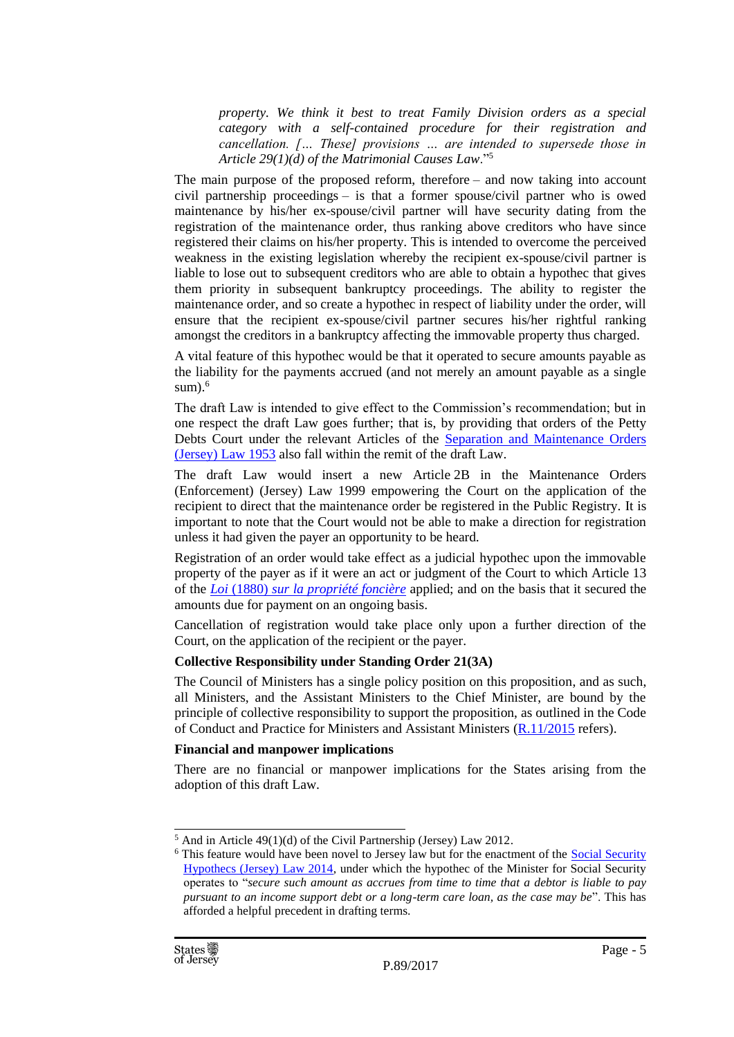> *property. We think it best to treat Family Division orders as a special category with a self-contained procedure for their registration and cancellation. [… These] provisions … are intended to supersede those in Article 29(1)(d) of the Matrimonial Causes Law*."[5]

The main purpose of the proposed reform, therefore – and now taking into account civil partnership proceedings – is that a former spouse/civil partner who is owed maintenance by his/her ex-spouse/civil partner will have security dating from the registration of the maintenance order, thus ranking above creditors who have since registered their claims on his/her property. This is intended to overcome the perceived weakness in the existing legislation whereby the recipient ex-spouse/civil partner is liable to lose out to subsequent creditors who are able to obtain a hypothec that gives them priority in subsequent bankruptcy proceedings. The ability to register the maintenance order, and so create a hypothec in respect of liability under the order, will ensure that the recipient ex-spouse/civil partner secures his/her rightful ranking amongst the creditors in a bankruptcy affecting the immovable property thus charged.

A vital feature of this hypothec would be that it operated to secure amounts payable as the liability for the payments accrued (and not merely an amount payable as a single sum).[6]

The draft Law is intended to give effect to the Commission's recommendation; but in one respect the draft Law goes further; that is, by providing that orders of the Petty Debts Court under the relevant Articles of the Separation and Maintenance Orders (Jersey) Law 1953 also fall within the remit of the draft Law.

The draft Law would insert a new Article 2B in the Maintenance Orders (Enforcement) (Jersey) Law 1999 empowering the Court on the application of the recipient to direct that the maintenance order be registered in the Public Registry. It is important to note that the Court would not be able to make a direction for registration unless it had given the payer an opportunity to be heard.

Registration of an order would take effect as a judicial hypothec upon the immovable property of the payer as if it were an act or judgment of the Court to which Article 13 of the *Loi* (1880) *sur la propriété foncière* applied; and on the basis that it secured the amounts due for payment on an ongoing basis.

Cancellation of registration would take place only upon a further direction of the Court, on the application of the recipient or the payer.

**Collective Responsibility under Standing Order 21(3A)**

The Council of Ministers has a single policy position on this proposition, and as such, all Ministers, and the Assistant Ministers to the Chief Minister, are bound by the principle of collective responsibility to support the proposition, as outlined in the Code of Conduct and Practice for Ministers and Assistant Ministers (R.11/2015 refers).

**Financial and manpower implications**

There are no financial or manpower implications for the States arising from the adoption of this draft Law.

---

[5] And in Article 49(1)(d) of the Civil Partnership (Jersey) Law 2012.

[6] This feature would have been novel to Jersey law but for the enactment of the Social Security Hypothecs (Jersey) Law 2014, under which the hypothec of the Minister for Social Security operates to "*secure such amount as accrues from time to time that a debtor is liable to pay pursuant to an income support debt or a long-term care loan, as the case may be*". This has afforded a helpful precedent in drafting terms.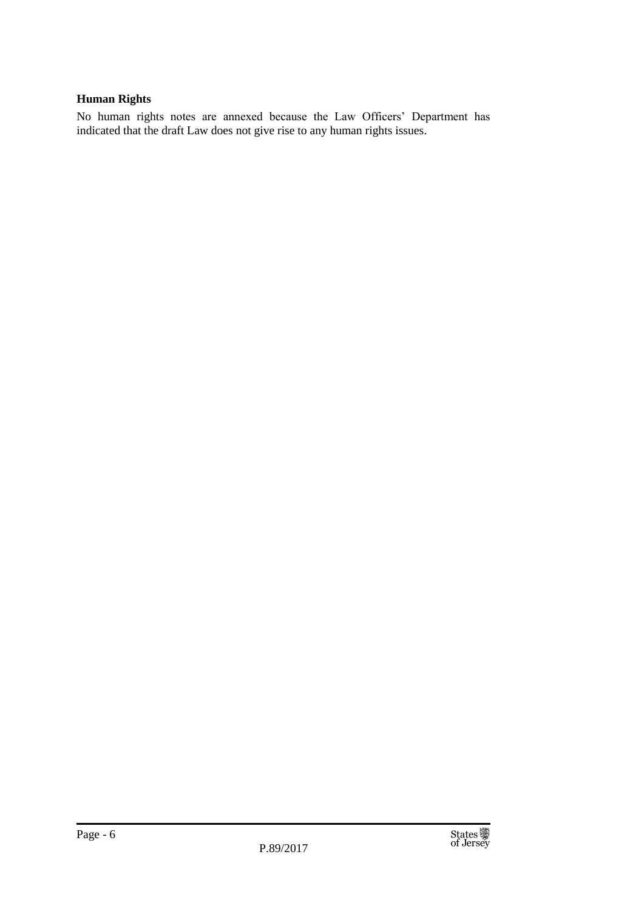**Human Rights**

No human rights notes are annexed because the Law Officers' Department has indicated that the draft Law does not give rise to any human rights issues.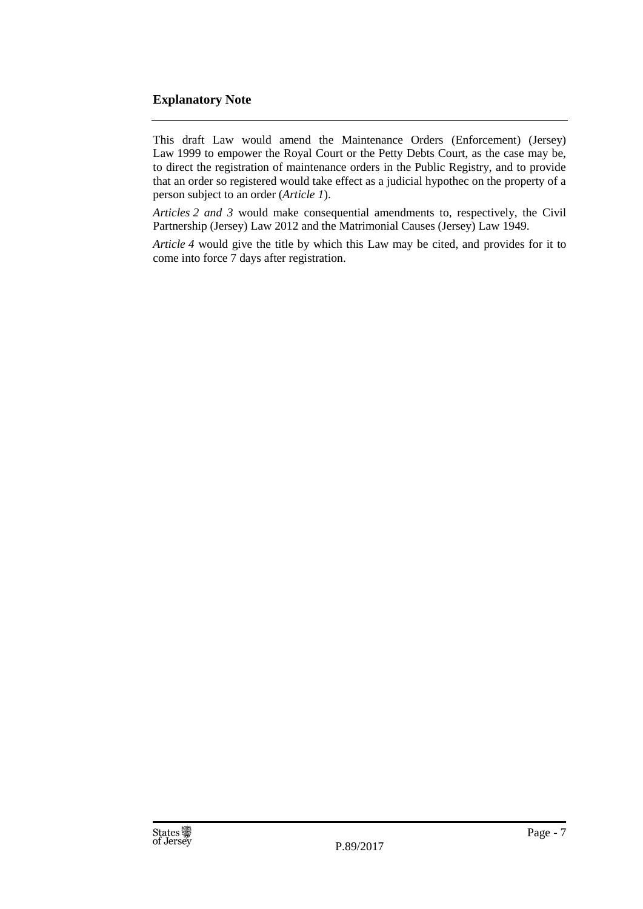## Explanatory Note

This draft Law would amend the Maintenance Orders (Enforcement) (Jersey) Law 1999 to empower the Royal Court or the Petty Debts Court, as the case may be, to direct the registration of maintenance orders in the Public Registry, and to provide that an order so registered would take effect as a judicial hypothec on the property of a person subject to an order (*Article 1*).

*Articles 2 and 3* would make consequential amendments to, respectively, the Civil Partnership (Jersey) Law 2012 and the Matrimonial Causes (Jersey) Law 1949.

*Article 4* would give the title by which this Law may be cited, and provides for it to come into force 7 days after registration.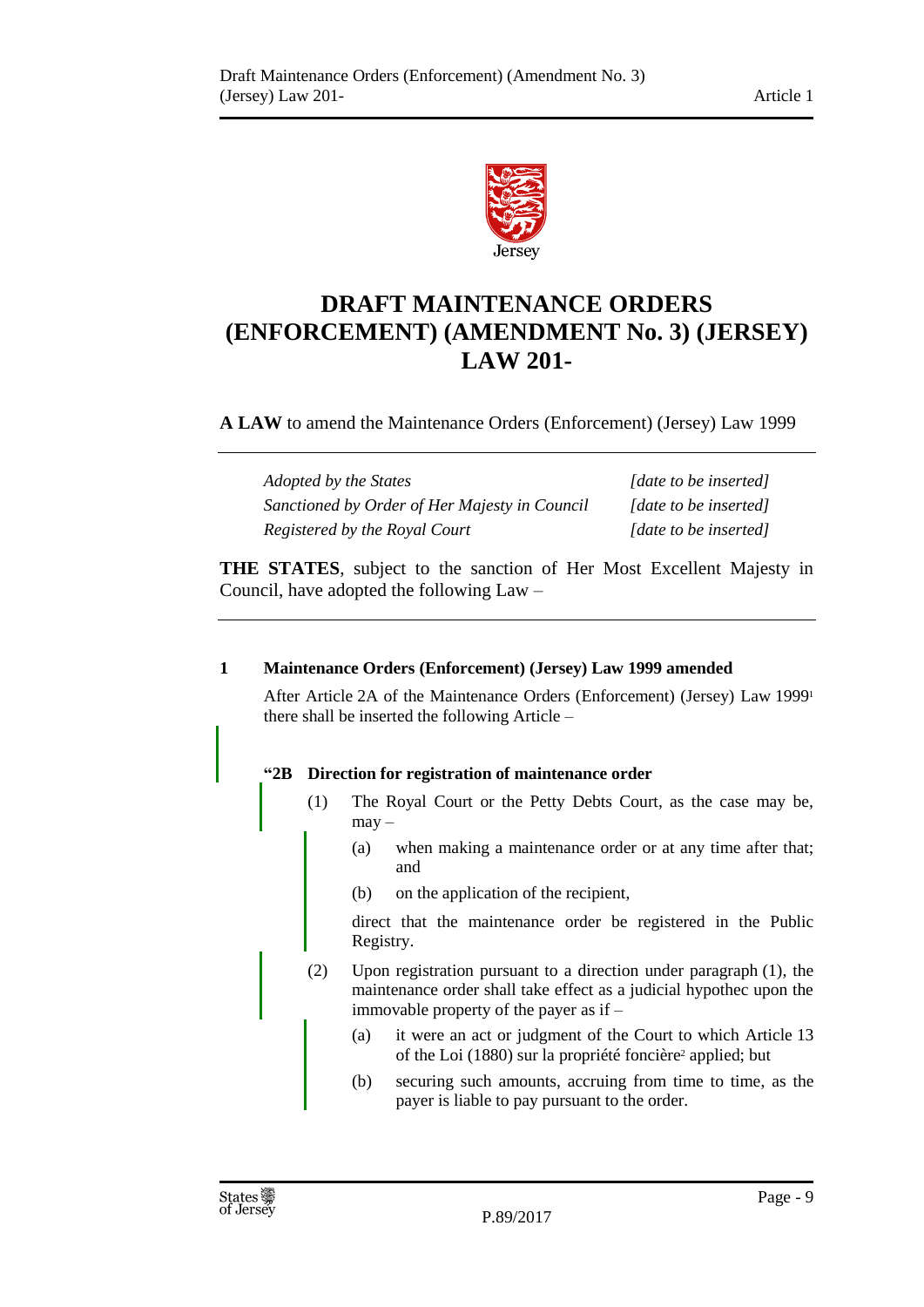# DRAFT MAINTENANCE ORDERS (ENFORCEMENT) (AMENDMENT No. 3) (JERSEY) LAW 201-

**A LAW** to amend the Maintenance Orders (Enforcement) (Jersey) Law 1999

| | |
|---|---|
| *Adopted by the States* | *[date to be inserted]* |
| *Sanctioned by Order of Her Majesty in Council* | *[date to be inserted]* |
| *Registered by the Royal Court* | *[date to be inserted]* |

**THE STATES**, subject to the sanction of Her Most Excellent Majesty in Council, have adopted the following Law –

**1 Maintenance Orders (Enforcement) (Jersey) Law 1999 amended**

After Article 2A of the Maintenance Orders (Enforcement) (Jersey) Law 1999[1] there shall be inserted the following Article –

**"2B Direction for registration of maintenance order**

(1) The Royal Court or the Petty Debts Court, as the case may be, may –

(a) when making a maintenance order or at any time after that; and

(b) on the application of the recipient,

direct that the maintenance order be registered in the Public Registry.

(2) Upon registration pursuant to a direction under paragraph (1), the maintenance order shall take effect as a judicial hypothec upon the immovable property of the payer as if –

(a) it were an act or judgment of the Court to which Article 13 of the Loi (1880) sur la propriété foncière[2] applied; but

(b) securing such amounts, accruing from time to time, as the payer is liable to pay pursuant to the order.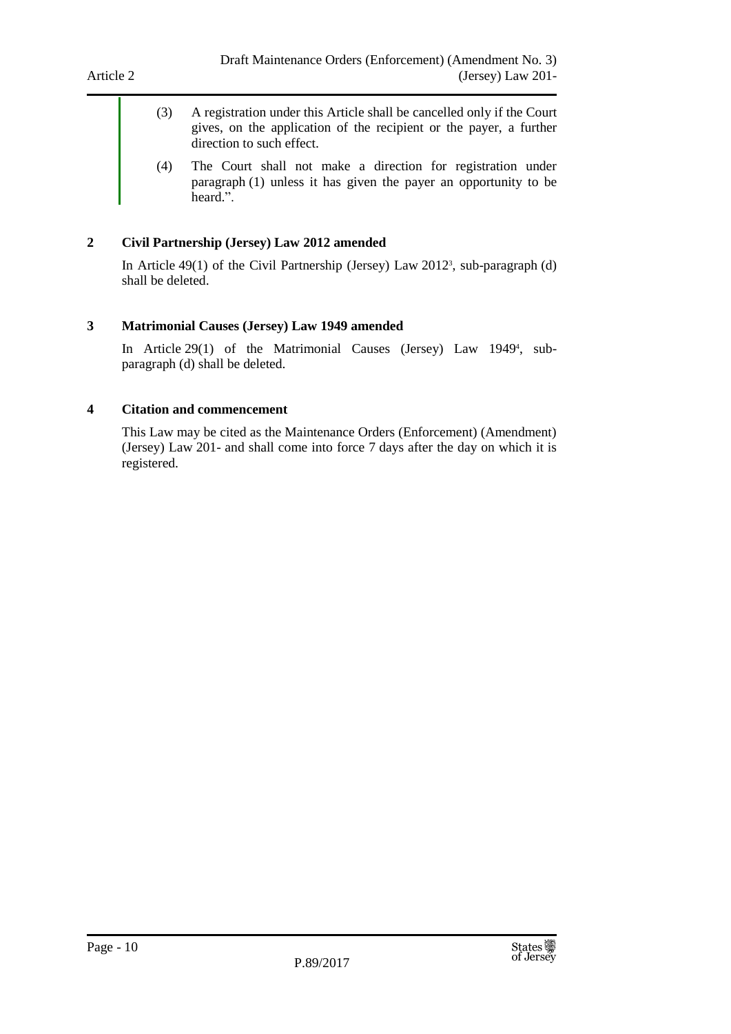(3) A registration under this Article shall be cancelled only if the Court gives, on the application of the recipient or the payer, a further direction to such effect.

(4) The Court shall not make a direction for registration under paragraph (1) unless it has given the payer an opportunity to be heard.".

## 2 Civil Partnership (Jersey) Law 2012 amended

In Article 49(1) of the Civil Partnership (Jersey) Law 2012[3], sub-paragraph (d) shall be deleted.

## 3 Matrimonial Causes (Jersey) Law 1949 amended

In Article 29(1) of the Matrimonial Causes (Jersey) Law 1949[4], sub-paragraph (d) shall be deleted.

## 4 Citation and commencement

This Law may be cited as the Maintenance Orders (Enforcement) (Amendment) (Jersey) Law 201- and shall come into force 7 days after the day on which it is registered.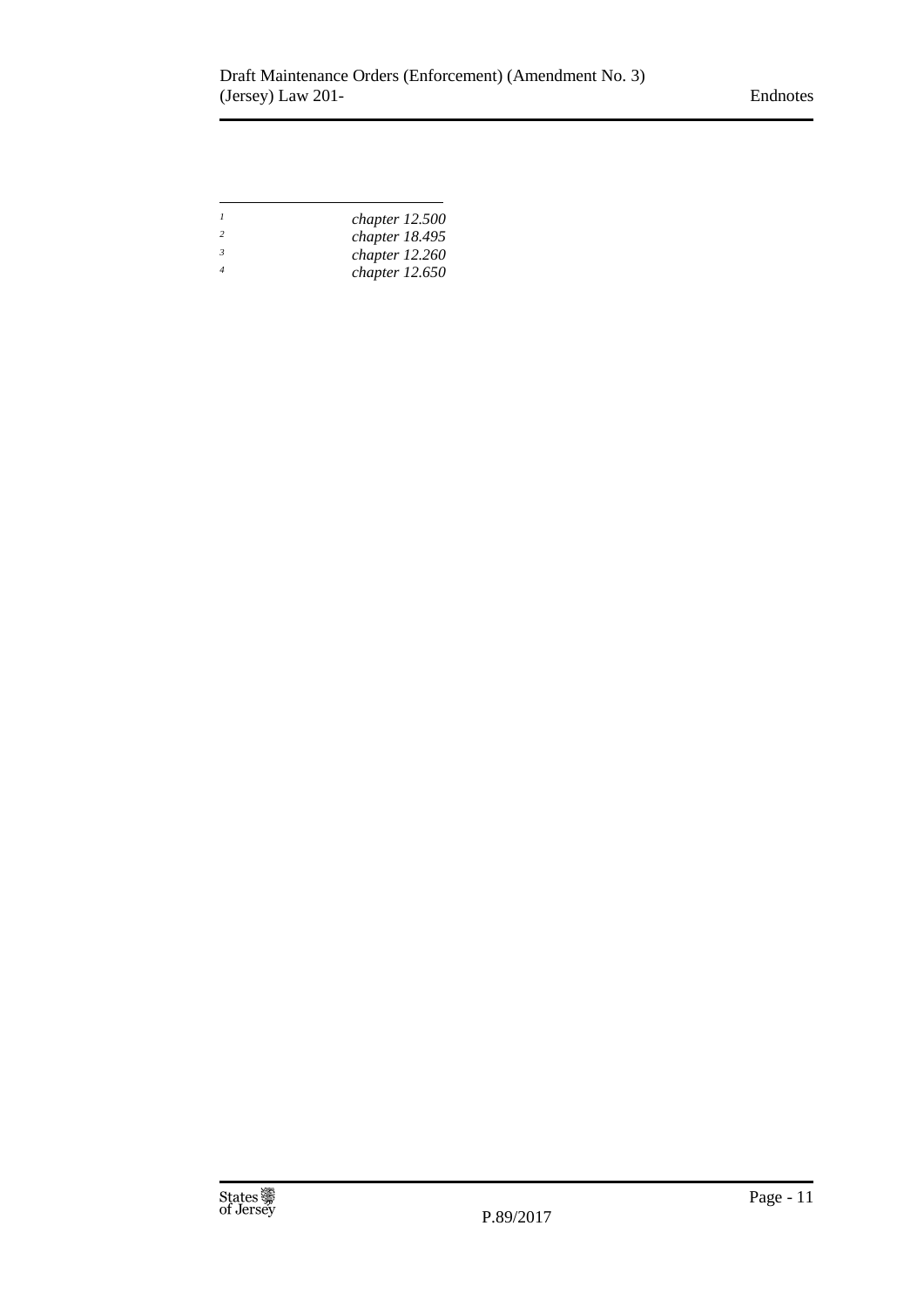[1] *chapter 12.500*

[2] *chapter 18.495*

[3] *chapter 12.260*

[4] *chapter 12.650*